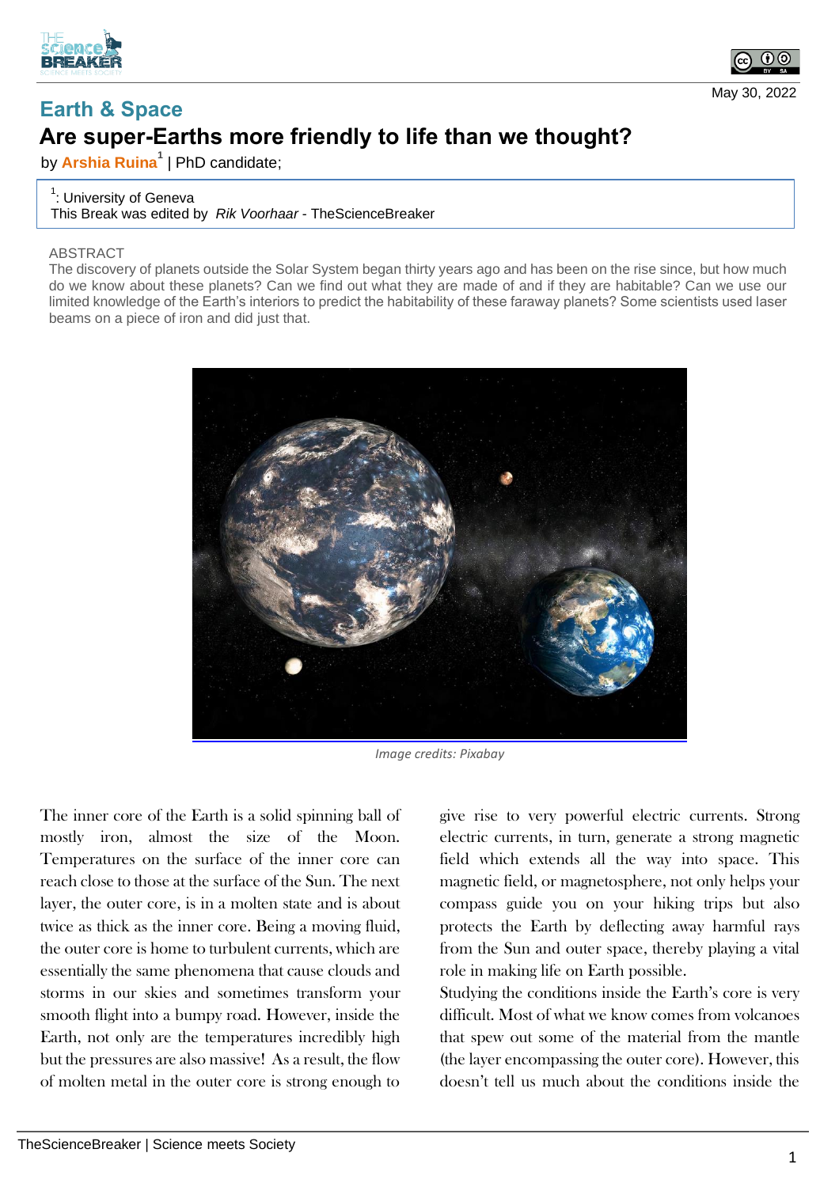Earth & Space

# Are super-Earths more friendly to life than we thought?

by **Arshia Ruina**[1] | PhD candidate;

[1]: University of Geneva
This Break was edited by *Rik Voorhaar* - TheScienceBreaker

May 30, 2022

ABSTRACT

The discovery of planets outside the Solar System began thirty years ago and has been on the rise since, but how much do we know about these planets? Can we find out what they are made of and if they are habitable? Can we use our limited knowledge of the Earth's interiors to predict the habitability of these faraway planets? Some scientists used laser beams on a piece of iron and did just that.

*Image credits: Pixabay*

The inner core of the Earth is a solid spinning ball of mostly iron, almost the size of the Moon. Temperatures on the surface of the inner core can reach close to those at the surface of the Sun. The next layer, the outer core, is in a molten state and is about twice as thick as the inner core. Being a moving fluid, the outer core is home to turbulent currents, which are essentially the same phenomena that cause clouds and storms in our skies and sometimes transform your smooth flight into a bumpy road. However, inside the Earth, not only are the temperatures incredibly high but the pressures are also massive! As a result, the flow of molten metal in the outer core is strong enough to give rise to very powerful electric currents. Strong electric currents, in turn, generate a strong magnetic field which extends all the way into space. This magnetic field, or magnetosphere, not only helps your compass guide you on your hiking trips but also protects the Earth by deflecting away harmful rays from the Sun and outer space, thereby playing a vital role in making life on Earth possible.

Studying the conditions inside the Earth's core is very difficult. Most of what we know comes from volcanoes that spew out some of the material from the mantle (the layer encompassing the outer core). However, this doesn't tell us much about the conditions inside the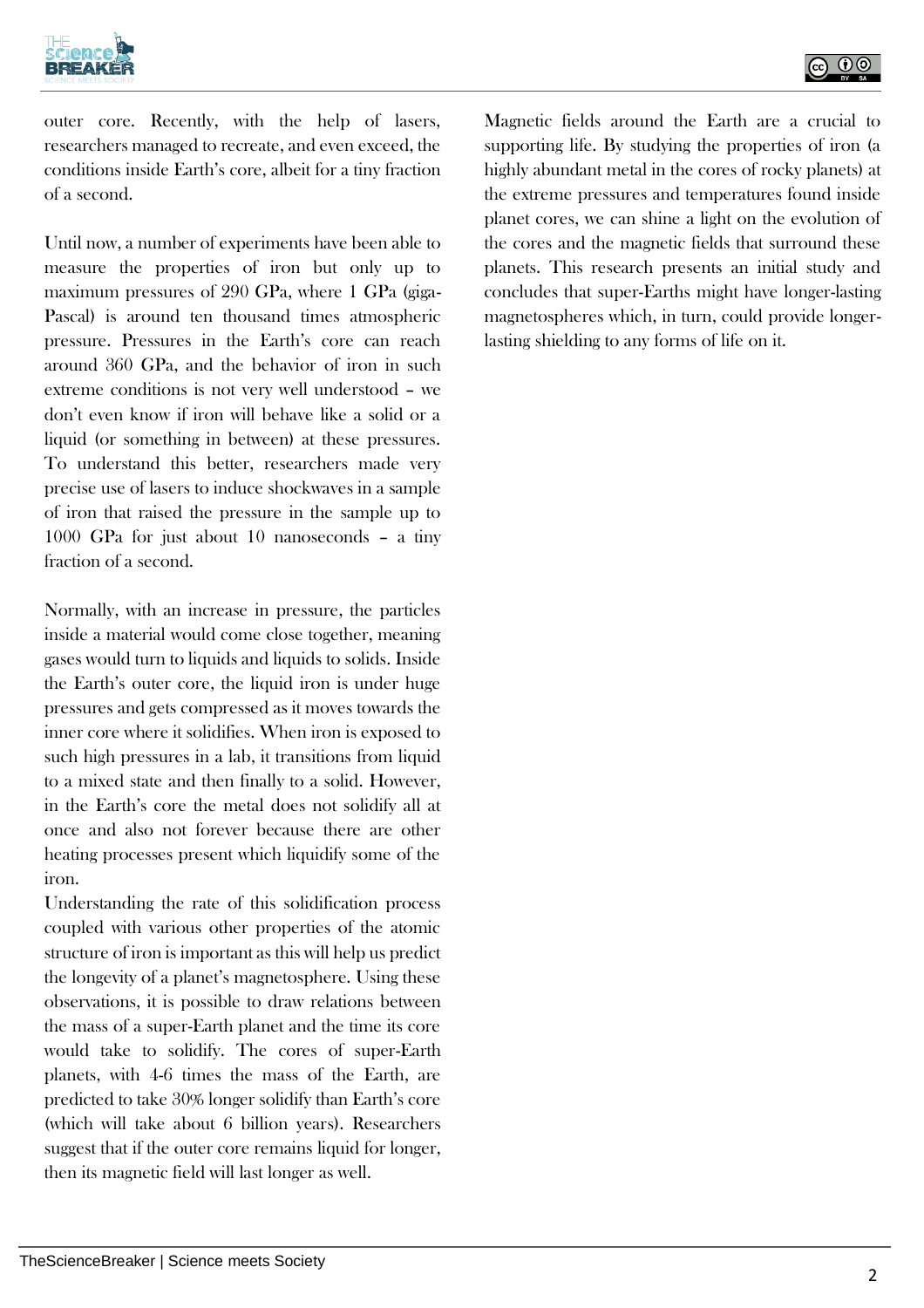outer core. Recently, with the help of lasers, researchers managed to recreate, and even exceed, the conditions inside Earth's core, albeit for a tiny fraction of a second.

Until now, a number of experiments have been able to measure the properties of iron but only up to maximum pressures of 290 GPa, where 1 GPa (giga-Pascal) is around ten thousand times atmospheric pressure. Pressures in the Earth's core can reach around 360 GPa, and the behavior of iron in such extreme conditions is not very well understood – we don't even know if iron will behave like a solid or a liquid (or something in between) at these pressures. To understand this better, researchers made very precise use of lasers to induce shockwaves in a sample of iron that raised the pressure in the sample up to 1000 GPa for just about 10 nanoseconds – a tiny fraction of a second.

Normally, with an increase in pressure, the particles inside a material would come close together, meaning gases would turn to liquids and liquids to solids. Inside the Earth's outer core, the liquid iron is under huge pressures and gets compressed as it moves towards the inner core where it solidifies. When iron is exposed to such high pressures in a lab, it transitions from liquid to a mixed state and then finally to a solid. However, in the Earth's core the metal does not solidify all at once and also not forever because there are other heating processes present which liquidify some of the iron.

Understanding the rate of this solidification process coupled with various other properties of the atomic structure of iron is important as this will help us predict the longevity of a planet's magnetosphere. Using these observations, it is possible to draw relations between the mass of a super-Earth planet and the time its core would take to solidify. The cores of super-Earth planets, with 4-6 times the mass of the Earth, are predicted to take 30% longer solidify than Earth's core (which will take about 6 billion years). Researchers suggest that if the outer core remains liquid for longer, then its magnetic field will last longer as well.

Magnetic fields around the Earth are a crucial to supporting life. By studying the properties of iron (a highly abundant metal in the cores of rocky planets) at the extreme pressures and temperatures found inside planet cores, we can shine a light on the evolution of the cores and the magnetic fields that surround these planets. This research presents an initial study and concludes that super-Earths might have longer-lasting magnetospheres which, in turn, could provide longer-lasting shielding to any forms of life on it.